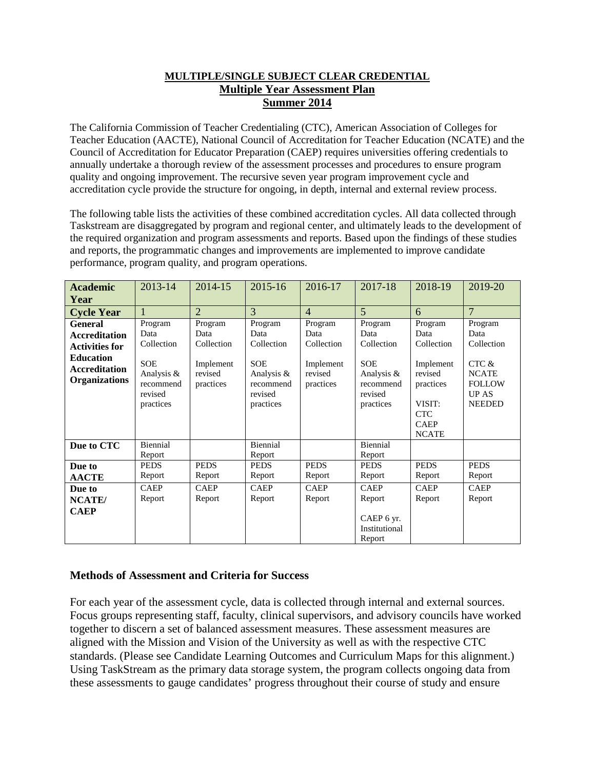**MULTIPLE/SINGLE SUBJECT CLEAR CREDENTIAL**
**Multiple Year Assessment Plan**
**Summer 2014**

The California Commission of Teacher Credentialing (CTC), American Association of Colleges for Teacher Education (AACTE), National Council of Accreditation for Teacher Education (NCATE) and the Council of Accreditation for Educator Preparation (CAEP) requires universities offering credentials to annually undertake a thorough review of the assessment processes and procedures to ensure program quality and ongoing improvement. The recursive seven year program improvement cycle and accreditation cycle provide the structure for ongoing, in depth, internal and external review process.

The following table lists the activities of these combined accreditation cycles. All data collected through Taskstream are disaggregated by program and regional center, and ultimately leads to the development of the required organization and program assessments and reports. Based upon the findings of these studies and reports, the programmatic changes and improvements are implemented to improve candidate performance, program quality, and program operations.

| **Academic Year** | 2013-14 | 2014-15 | 2015-16 | 2016-17 | 2017-18 | 2018-19 | 2019-20 |
|---|---|---|---|---|---|---|---|
| **Cycle Year** | 1 | 2 | 3 | 4 | 5 | 6 | 7 |
| **General Accreditation Activities for Education Accreditation Organizations** | Program Data Collection<br><br>SOE Analysis & recommend revised practices | Program Data Collection<br><br>Implement revised practices | Program Data Collection<br><br>SOE Analysis & recommend revised practices | Program Data Collection<br><br>Implement revised practices | Program Data Collection<br><br>SOE Analysis & recommend revised practices | Program Data Collection<br><br>Implement revised practices<br><br>VISIT: CTC CAEP NCATE | Program Data Collection<br><br>CTC & NCATE FOLLOW UP AS NEEDED |
| **Due to CTC** | Biennial Report | | Biennial Report | | Biennial Report | | |
| **Due to AACTE** | PEDS Report | PEDS Report | PEDS Report | PEDS Report | PEDS Report | PEDS Report | PEDS Report |
| **Due to NCATE/ CAEP** | CAEP Report | CAEP Report | CAEP Report | CAEP Report | CAEP Report<br><br>CAEP 6 yr. Institutional Report | CAEP Report | CAEP Report |

### Methods of Assessment and Criteria for Success

For each year of the assessment cycle, data is collected through internal and external sources. Focus groups representing staff, faculty, clinical supervisors, and advisory councils have worked together to discern a set of balanced assessment measures. These assessment measures are aligned with the Mission and Vision of the University as well as with the respective CTC standards. (Please see Candidate Learning Outcomes and Curriculum Maps for this alignment.) Using TaskStream as the primary data storage system, the program collects ongoing data from these assessments to gauge candidates' progress throughout their course of study and ensure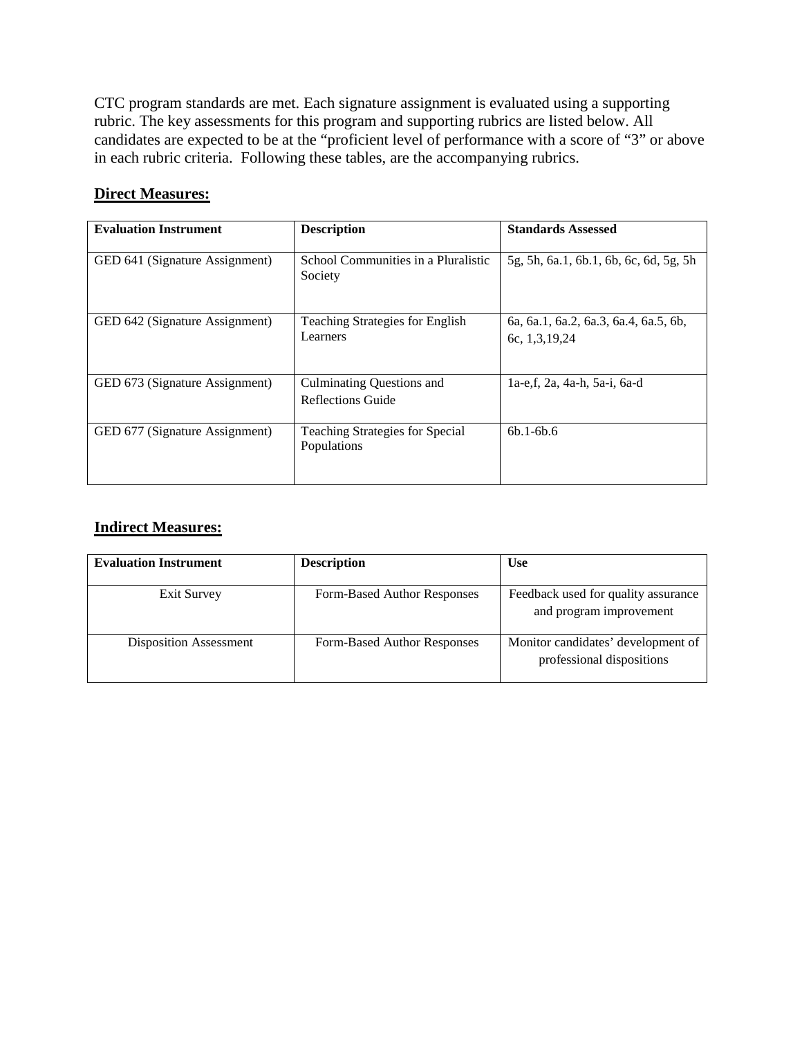CTC program standards are met. Each signature assignment is evaluated using a supporting rubric. The key assessments for this program and supporting rubrics are listed below. All candidates are expected to be at the "proficient level of performance with a score of "3" or above in each rubric criteria. Following these tables, are the accompanying rubrics.

## **Direct Measures:**

| **Evaluation Instrument** | **Description** | **Standards Assessed** |
|---|---|---|
| GED 641 (Signature Assignment) | School Communities in a Pluralistic Society | 5g, 5h, 6a.1, 6b.1, 6b, 6c, 6d, 5g, 5h |
| GED 642 (Signature Assignment) | Teaching Strategies for English Learners | 6a, 6a.1, 6a.2, 6a.3, 6a.4, 6a.5, 6b, 6c, 1,3,19,24 |
| GED 673 (Signature Assignment) | Culminating Questions and Reflections Guide | 1a-e,f, 2a, 4a-h, 5a-i, 6a-d |
| GED 677 (Signature Assignment) | Teaching Strategies for Special Populations | 6b.1-6b.6 |

## **Indirect Measures:**

| **Evaluation Instrument** | **Description** | **Use** |
|---|---|---|
| Exit Survey | Form-Based Author Responses | Feedback used for quality assurance and program improvement |
| Disposition Assessment | Form-Based Author Responses | Monitor candidates' development of professional dispositions |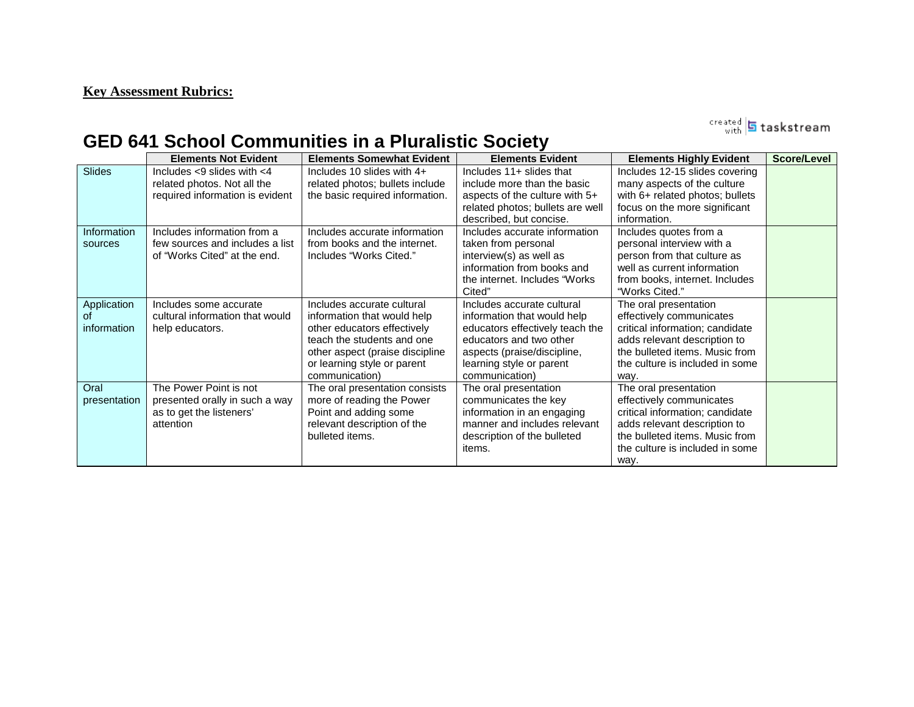**Key Assessment Rubrics:**

created with tasksstream

# GED 641 School Communities in a Pluralistic Society

| | Elements Not Evident | Elements Somewhat Evident | Elements Evident | Elements Highly Evident | Score/Level |
|---|---|---|---|---|---|
| Slides | Includes <9 slides with <4 related photos. Not all the required information is evident | Includes 10 slides with 4+ related photos; bullets include the basic required information. | Includes 11+ slides that include more than the basic aspects of the culture with 5+ related photos; bullets are well described, but concise. | Includes 12-15 slides covering many aspects of the culture with 6+ related photos; bullets focus on the more significant information. | |
| Information sources | Includes information from a few sources and includes a list of "Works Cited" at the end. | Includes accurate information from books and the internet. Includes "Works Cited." | Includes accurate information taken from personal interview(s) as well as information from books and the internet. Includes "Works Cited" | Includes quotes from a personal interview with a person from that culture as well as current information from books, internet. Includes "Works Cited." | |
| Application of information | Includes some accurate cultural information that would help educators. | Includes accurate cultural information that would help other educators effectively teach the students and one other aspect (praise discipline or learning style or parent communication) | Includes accurate cultural information that would help educators effectively teach the educators and two other aspects (praise/discipline, learning style or parent communication) | The oral presentation effectively communicates critical information; candidate adds relevant description to the bulleted items. Music from the culture is included in some way. | |
| Oral presentation | The Power Point is not presented orally in such a way as to get the listeners' attention | The oral presentation consists more of reading the Power Point and adding some relevant description of the bulleted items. | The oral presentation communicates the key information in an engaging manner and includes relevant description of the bulleted items. | The oral presentation effectively communicates critical information; candidate adds relevant description to the bulleted items. Music from the culture is included in some way. | |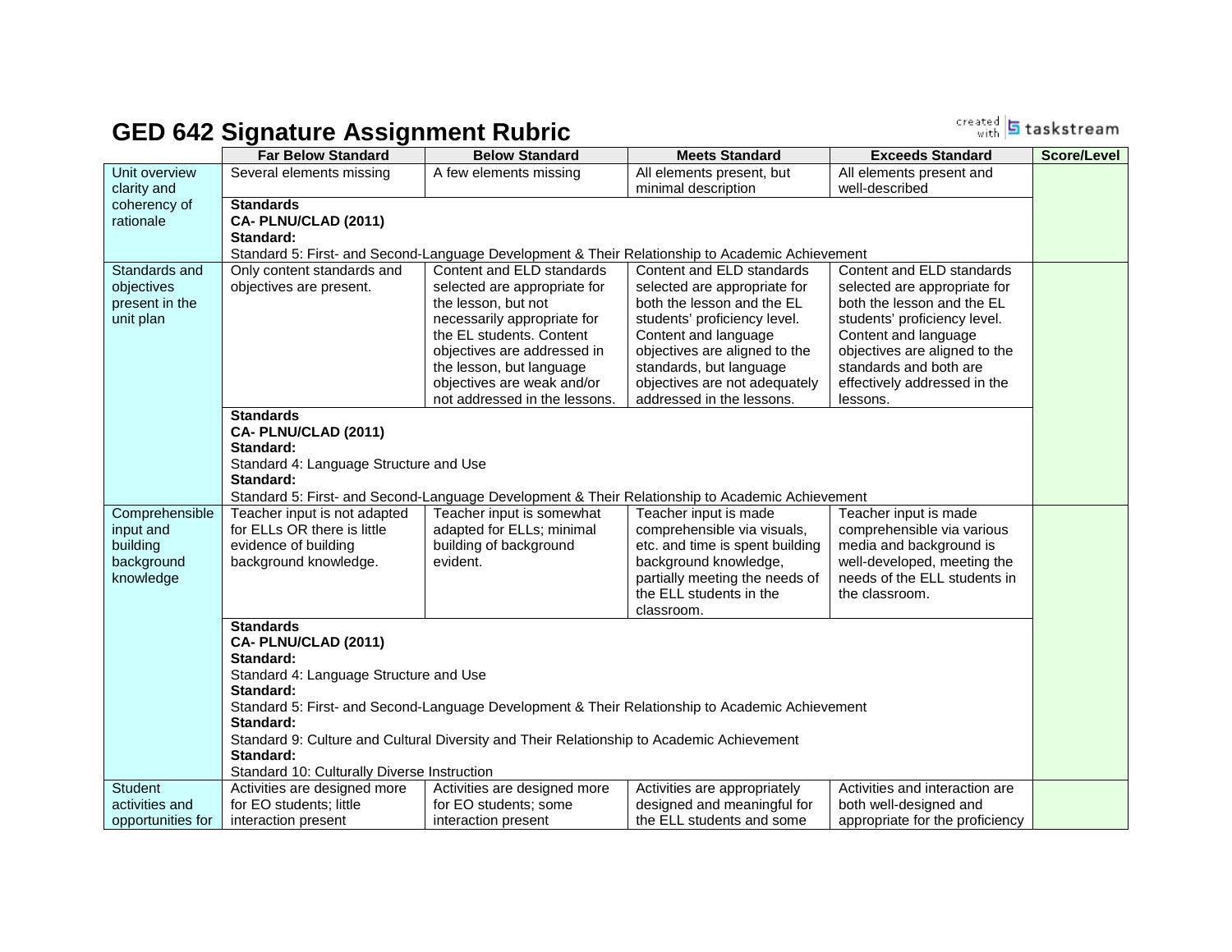# GED 642 Signature Assignment Rubric

| | Far Below Standard | Below Standard | Meets Standard | Exceeds Standard | Score/Level |
|---|---|---|---|---|---|
| Unit overview clarity and coherency of rationale | Several elements missing | A few elements missing | All elements present, but minimal description | All elements present and well-described | |
| | **Standards**<br>**CA- PLNU/CLAD (2011)**<br>**Standard:**<br>Standard 5: First- and Second-Language Development & Their Relationship to Academic Achievement | | | | |
| Standards and objectives present in the unit plan | Only content standards and objectives are present. | Content and ELD standards selected are appropriate for the lesson, but not necessarily appropriate for the EL students. Content objectives are addressed in the lesson, but language objectives are weak and/or not addressed in the lessons. | Content and ELD standards selected are appropriate for both the lesson and the EL students' proficiency level. Content and language objectives are aligned to the standards, but language objectives are not adequately addressed in the lessons. | Content and ELD standards selected are appropriate for both the lesson and the EL students' proficiency level. Content and language objectives are aligned to the standards and both are effectively addressed in the lessons. | |
| | **Standards**<br>**CA- PLNU/CLAD (2011)**<br>**Standard:**<br>Standard 4: Language Structure and Use<br>**Standard:**<br>Standard 5: First- and Second-Language Development & Their Relationship to Academic Achievement | | | | |
| Comprehensible input and building background knowledge | Teacher input is not adapted for ELLs OR there is little evidence of building background knowledge. | Teacher input is somewhat adapted for ELLs; minimal building of background evident. | Teacher input is made comprehensible via visuals, etc. and time is spent building background knowledge, partially meeting the needs of the ELL students in the classroom. | Teacher input is made comprehensible via various media and background is well-developed, meeting the needs of the ELL students in the classroom. | |
| | **Standards**<br>**CA- PLNU/CLAD (2011)**<br>**Standard:**<br>Standard 4: Language Structure and Use<br>**Standard:**<br>Standard 5: First- and Second-Language Development & Their Relationship to Academic Achievement<br>**Standard:**<br>Standard 9: Culture and Cultural Diversity and Their Relationship to Academic Achievement<br>**Standard:**<br>Standard 10: Culturally Diverse Instruction | | | | |
| Student activities and opportunities for | Activities are designed more for EO students; little interaction present | Activities are designed more for EO students; some interaction present | Activities are appropriately designed and meaningful for the ELL students and some | Activities and interaction are both well-designed and appropriate for the proficiency | |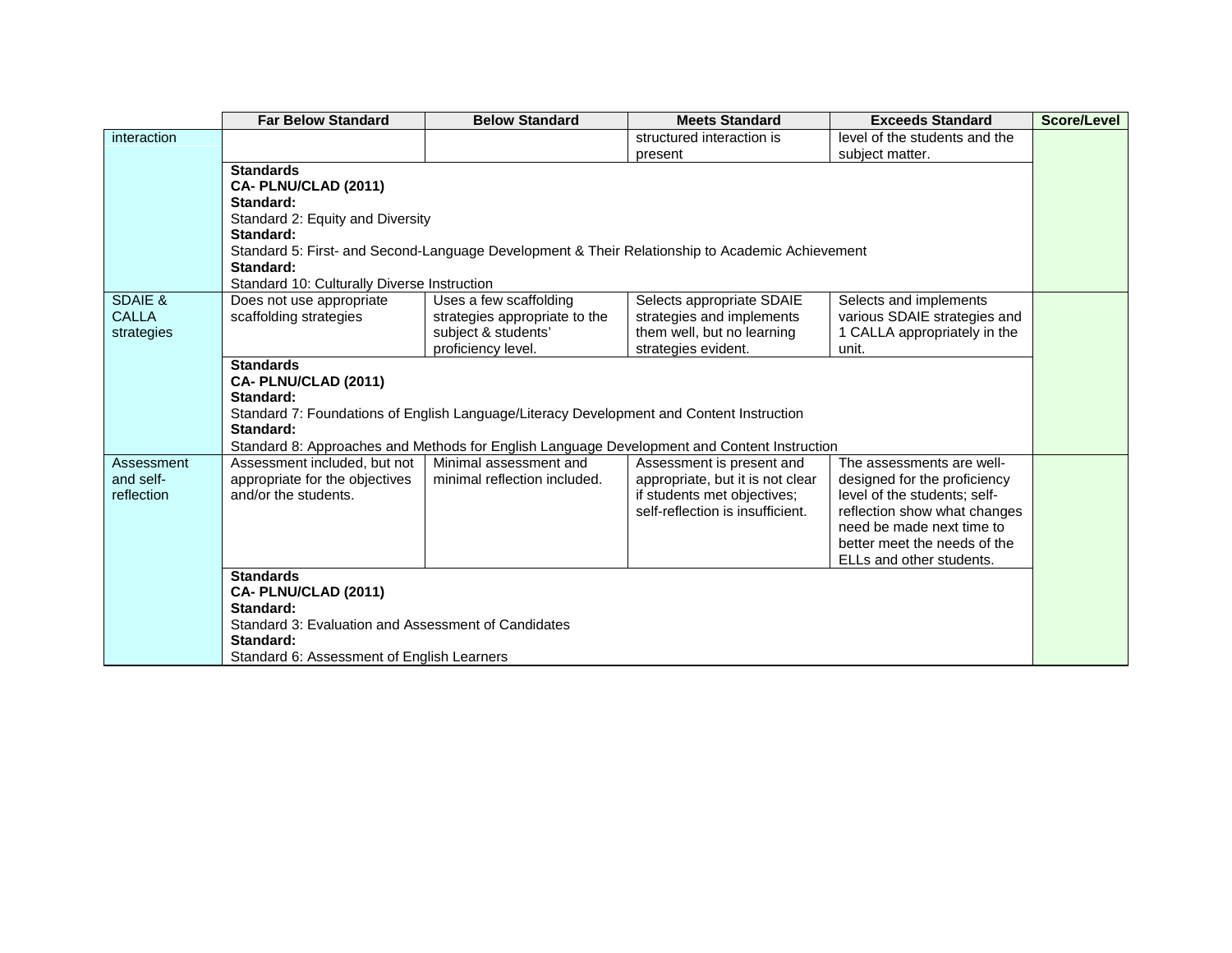| | Far Below Standard | Below Standard | Meets Standard | Exceeds Standard | Score/Level |
|---|---|---|---|---|---|
| interaction | | | structured interaction is present | level of the students and the subject matter. | |
| | **Standards**<br>**CA- PLNU/CLAD (2011)**<br>**Standard:**<br>Standard 2: Equity and Diversity<br>**Standard:**<br>Standard 5: First- and Second-Language Development & Their Relationship to Academic Achievement<br>**Standard:**<br>Standard 10: Culturally Diverse Instruction | | | | |
| SDAIE & CALLA strategies | Does not use appropriate scaffolding strategies | Uses a few scaffolding strategies appropriate to the subject & students' proficiency level. | Selects appropriate SDAIE strategies and implements them well, but no learning strategies evident. | Selects and implements various SDAIE strategies and 1 CALLA appropriately in the unit. | |
| | **Standards**<br>**CA- PLNU/CLAD (2011)**<br>**Standard:**<br>Standard 7: Foundations of English Language/Literacy Development and Content Instruction<br>**Standard:**<br>Standard 8: Approaches and Methods for English Language Development and Content Instruction | | | | |
| Assessment and self-reflection | Assessment included, but not appropriate for the objectives and/or the students. | Minimal assessment and minimal reflection included. | Assessment is present and appropriate, but it is not clear if students met objectives; self-reflection is insufficient. | The assessments are well-designed for the proficiency level of the students; self-reflection show what changes need be made next time to better meet the needs of the ELLs and other students. | |
| | **Standards**<br>**CA- PLNU/CLAD (2011)**<br>**Standard:**<br>Standard 3: Evaluation and Assessment of Candidates<br>**Standard:**<br>Standard 6: Assessment of English Learners | | | | |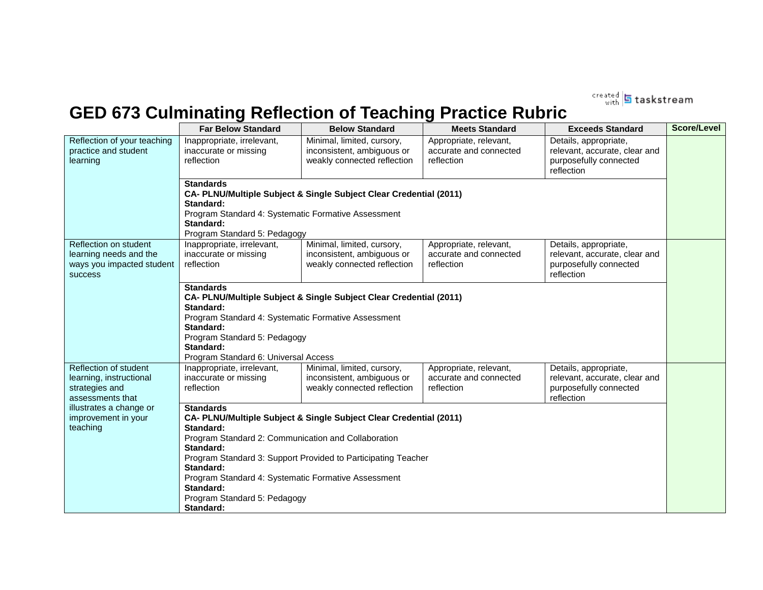# GED 673 Culminating Reflection of Teaching Practice Rubric

| | Far Below Standard | Below Standard | Meets Standard | Exceeds Standard | Score/Level |
|---|---|---|---|---|---|
| Reflection of your teaching practice and student learning | Inappropriate, irrelevant, inaccurate or missing reflection | Minimal, limited, cursory, inconsistent, ambiguous or weakly connected reflection | Appropriate, relevant, accurate and connected reflection | Details, appropriate, relevant, accurate, clear and purposefully connected reflection | |
| | **Standards**<br>**CA- PLNU/Multiple Subject & Single Subject Clear Credential (2011)**<br>**Standard:**<br>Program Standard 4: Systematic Formative Assessment<br>**Standard:**<br>Program Standard 5: Pedagogy | | | | |
| Reflection on student learning needs and the ways you impacted student success | Inappropriate, irrelevant, inaccurate or missing reflection | Minimal, limited, cursory, inconsistent, ambiguous or weakly connected reflection | Appropriate, relevant, accurate and connected reflection | Details, appropriate, relevant, accurate, clear and purposefully connected reflection | |
| | **Standards**<br>**CA- PLNU/Multiple Subject & Single Subject Clear Credential (2011)**<br>**Standard:**<br>Program Standard 4: Systematic Formative Assessment<br>**Standard:**<br>Program Standard 5: Pedagogy<br>**Standard:**<br>Program Standard 6: Universal Access | | | | |
| Reflection of student learning, instructional strategies and assessments that illustrates a change or improvement in your teaching | Inappropriate, irrelevant, inaccurate or missing reflection | Minimal, limited, cursory, inconsistent, ambiguous or weakly connected reflection | Appropriate, relevant, accurate and connected reflection | Details, appropriate, relevant, accurate, clear and purposefully connected reflection | |
| | **Standards**<br>**CA- PLNU/Multiple Subject & Single Subject Clear Credential (2011)**<br>**Standard:**<br>Program Standard 2: Communication and Collaboration<br>**Standard:**<br>Program Standard 3: Support Provided to Participating Teacher<br>**Standard:**<br>Program Standard 4: Systematic Formative Assessment<br>**Standard:**<br>Program Standard 5: Pedagogy<br>**Standard:** | | | | |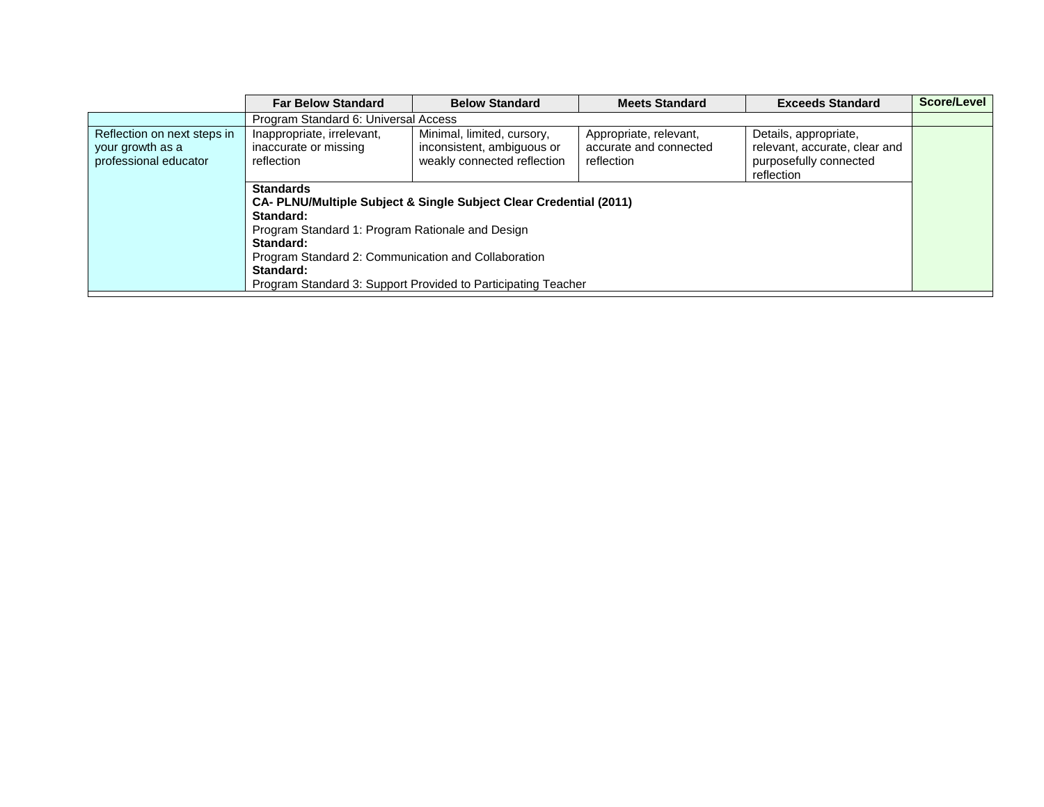| | Far Below Standard | Below Standard | Meets Standard | Exceeds Standard | Score/Level |
|---|---|---|---|---|---|
| | Program Standard 6: Universal Access | | | | |
| Reflection on next steps in your growth as a professional educator | Inappropriate, irrelevant, inaccurate or missing reflection | Minimal, limited, cursory, inconsistent, ambiguous or weakly connected reflection | Appropriate, relevant, accurate and connected reflection | Details, appropriate, relevant, accurate, clear and purposefully connected reflection | |
| | **Standards**<br>**CA- PLNU/Multiple Subject & Single Subject Clear Credential (2011)**<br>**Standard:**<br>Program Standard 1: Program Rationale and Design<br>**Standard:**<br>Program Standard 2: Communication and Collaboration<br>**Standard:**<br>Program Standard 3: Support Provided to Participating Teacher | | | | |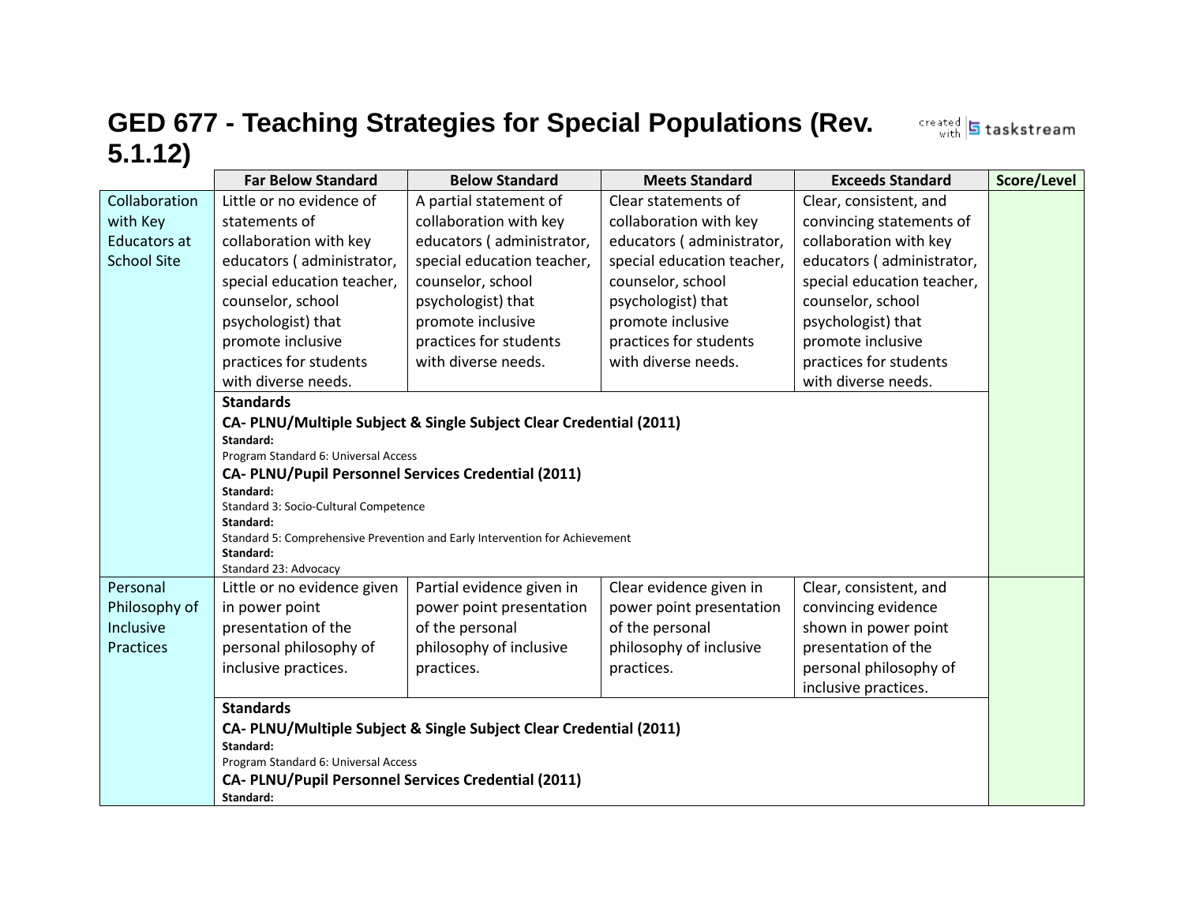# GED 677 - Teaching Strategies for Special Populations (Rev. 5.1.12)

| | Far Below Standard | Below Standard | Meets Standard | Exceeds Standard | Score/Level |
|---|---|---|---|---|---|
| Collaboration with Key Educators at School Site | Little or no evidence of statements of collaboration with key educators ( administrator, special education teacher, counselor, school psychologist) that promote inclusive practices for students with diverse needs. | A partial statement of collaboration with key educators ( administrator, special education teacher, counselor, school psychologist) that promote inclusive practices for students with diverse needs. | Clear statements of collaboration with key educators ( administrator, special education teacher, counselor, school psychologist) that promote inclusive practices for students with diverse needs. | Clear, consistent, and convincing statements of collaboration with key educators ( administrator, special education teacher, counselor, school psychologist) that promote inclusive practices for students with diverse needs. | |
| | **Standards** **CA- PLNU/Multiple Subject & Single Subject Clear Credential (2011)** **Standard:** Program Standard 6: Universal Access **CA- PLNU/Pupil Personnel Services Credential (2011)** **Standard:** Standard 3: Socio-Cultural Competence **Standard:** Standard 5: Comprehensive Prevention and Early Intervention for Achievement **Standard:** Standard 23: Advocacy | | | | |
| Personal Philosophy of Inclusive Practices | Little or no evidence given in power point presentation of the personal philosophy of inclusive practices. | Partial evidence given in power point presentation of the personal philosophy of inclusive practices. | Clear evidence given in power point presentation of the personal philosophy of inclusive practices. | Clear, consistent, and convincing evidence shown in power point presentation of the personal philosophy of inclusive practices. | |
| | **Standards** **CA- PLNU/Multiple Subject & Single Subject Clear Credential (2011)** **Standard:** Program Standard 6: Universal Access **CA- PLNU/Pupil Personnel Services Credential (2011)** **Standard:** | | | | |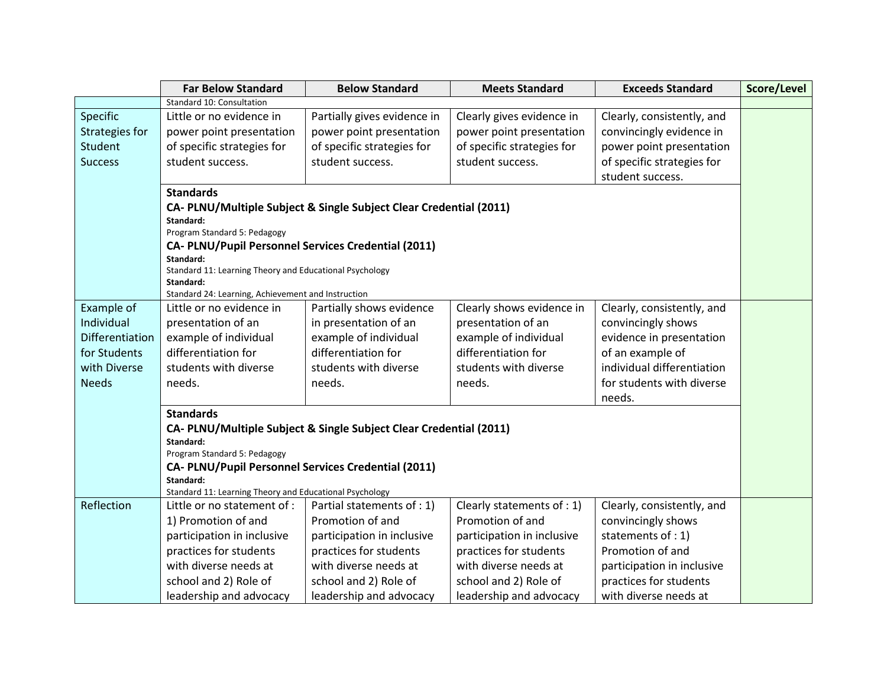| | Far Below Standard | Below Standard | Meets Standard | Exceeds Standard | Score/Level |
|---|---|---|---|---|---|
| | Standard 10: Consultation | | | | |
| Specific Strategies for Student Success | Little or no evidence in power point presentation of specific strategies for student success. | Partially gives evidence in power point presentation of specific strategies for student success. | Clearly gives evidence in power point presentation of specific strategies for student success. | Clearly, consistently, and convincingly evidence in power point presentation of specific strategies for student success. | |
| | **Standards** **CA- PLNU/Multiple Subject & Single Subject Clear Credential (2011)** **Standard:** Program Standard 5: Pedagogy **CA- PLNU/Pupil Personnel Services Credential (2011)** **Standard:** Standard 11: Learning Theory and Educational Psychology **Standard:** Standard 24: Learning, Achievement and Instruction | | | | |
| Example of Individual Differentiation for Students with Diverse Needs | Little or no evidence in presentation of an example of individual differentiation for students with diverse needs. | Partially shows evidence in presentation of an example of individual differentiation for students with diverse needs. | Clearly shows evidence in presentation of an example of individual differentiation for students with diverse needs. | Clearly, consistently, and convincingly shows evidence in presentation of an example of individual differentiation for students with diverse needs. | |
| | **Standards** **CA- PLNU/Multiple Subject & Single Subject Clear Credential (2011)** **Standard:** Program Standard 5: Pedagogy **CA- PLNU/Pupil Personnel Services Credential (2011)** **Standard:** Standard 11: Learning Theory and Educational Psychology | | | | |
| Reflection | Little or no statement of : 1) Promotion of and participation in inclusive practices for students with diverse needs at school and 2) Role of leadership and advocacy | Partial statements of : 1) Promotion of and participation in inclusive practices for students with diverse needs at school and 2) Role of leadership and advocacy | Clearly statements of : 1) Promotion of and participation in inclusive practices for students with diverse needs at school and 2) Role of leadership and advocacy | Clearly, consistently, and convincingly shows statements of : 1) Promotion of and participation in inclusive practices for students with diverse needs at | |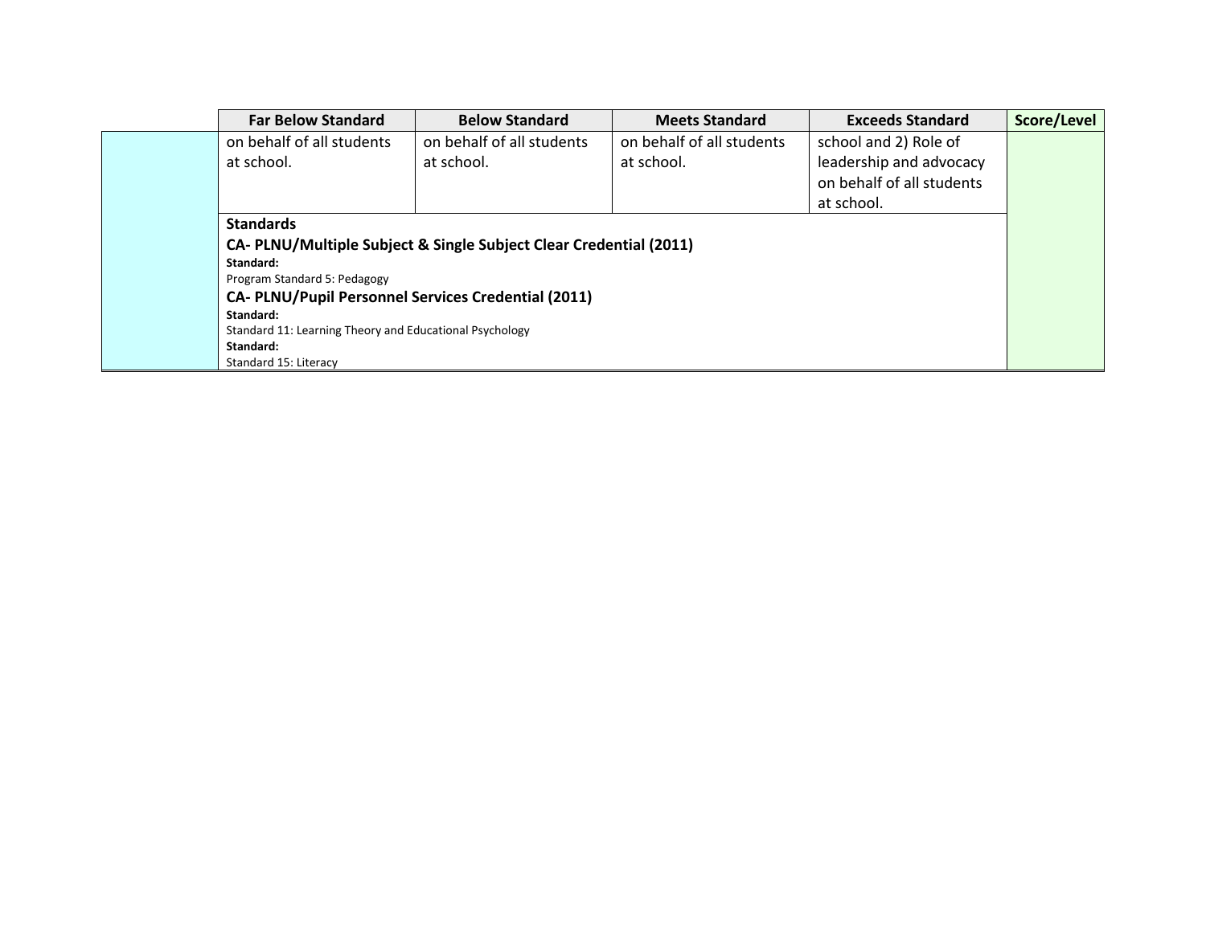| | Far Below Standard | Below Standard | Meets Standard | Exceeds Standard | Score/Level |
|---|---|---|---|---|---|
| | on behalf of all students at school. | on behalf of all students at school. | on behalf of all students at school. | school and 2) Role of leadership and advocacy on behalf of all students at school. | |
| | **Standards**<br>**CA- PLNU/Multiple Subject & Single Subject Clear Credential (2011)**<br>**Standard:**<br>Program Standard 5: Pedagogy<br>**CA- PLNU/Pupil Personnel Services Credential (2011)**<br>**Standard:**<br>Standard 11: Learning Theory and Educational Psychology<br>**Standard:**<br>Standard 15: Literacy | | | | |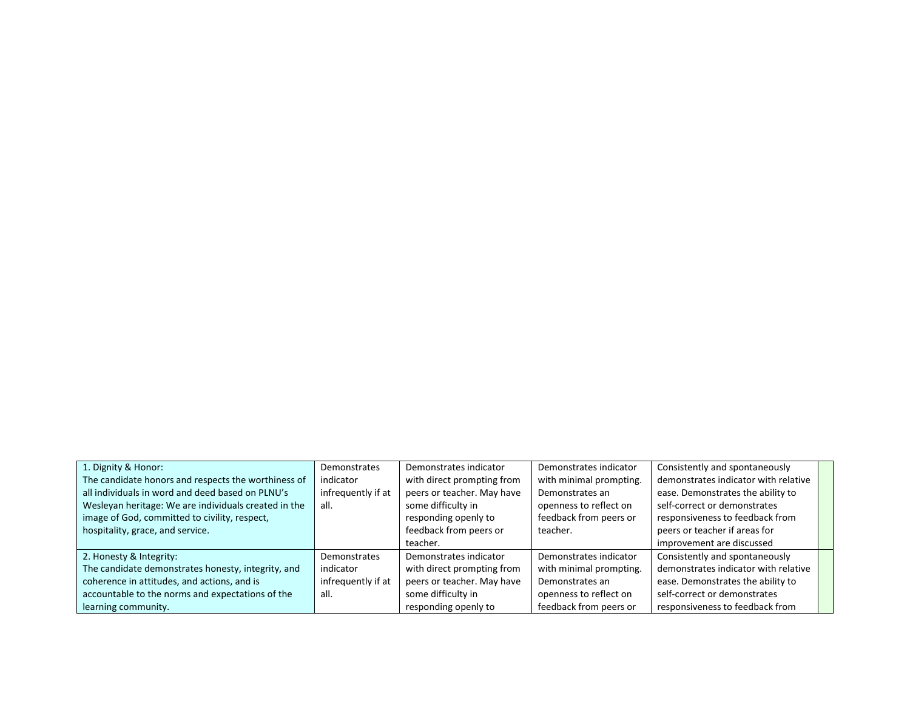| | | | | | |
|---|---|---|---|---|---|
| 1. Dignity & Honor:<br>The candidate honors and respects the worthiness of all individuals in word and deed based on PLNU's Wesleyan heritage: We are individuals created in the image of God, committed to civility, respect, hospitality, grace, and service. | Demonstrates indicator infrequently if at all. | Demonstrates indicator with direct prompting from peers or teacher. May have some difficulty in responding openly to feedback from peers or teacher. | Demonstrates indicator with minimal prompting. Demonstrates an openness to reflect on feedback from peers or teacher. | Consistently and spontaneously demonstrates indicator with relative ease. Demonstrates the ability to self-correct or demonstrates responsiveness to feedback from peers or teacher if areas for improvement are discussed | |
| 2. Honesty & Integrity:<br>The candidate demonstrates honesty, integrity, and coherence in attitudes, and actions, and is accountable to the norms and expectations of the learning community. | Demonstrates indicator infrequently if at all. | Demonstrates indicator with direct prompting from peers or teacher. May have some difficulty in responding openly to | Demonstrates indicator with minimal prompting. Demonstrates an openness to reflect on feedback from peers or | Consistently and spontaneously demonstrates indicator with relative ease. Demonstrates the ability to self-correct or demonstrates responsiveness to feedback from | |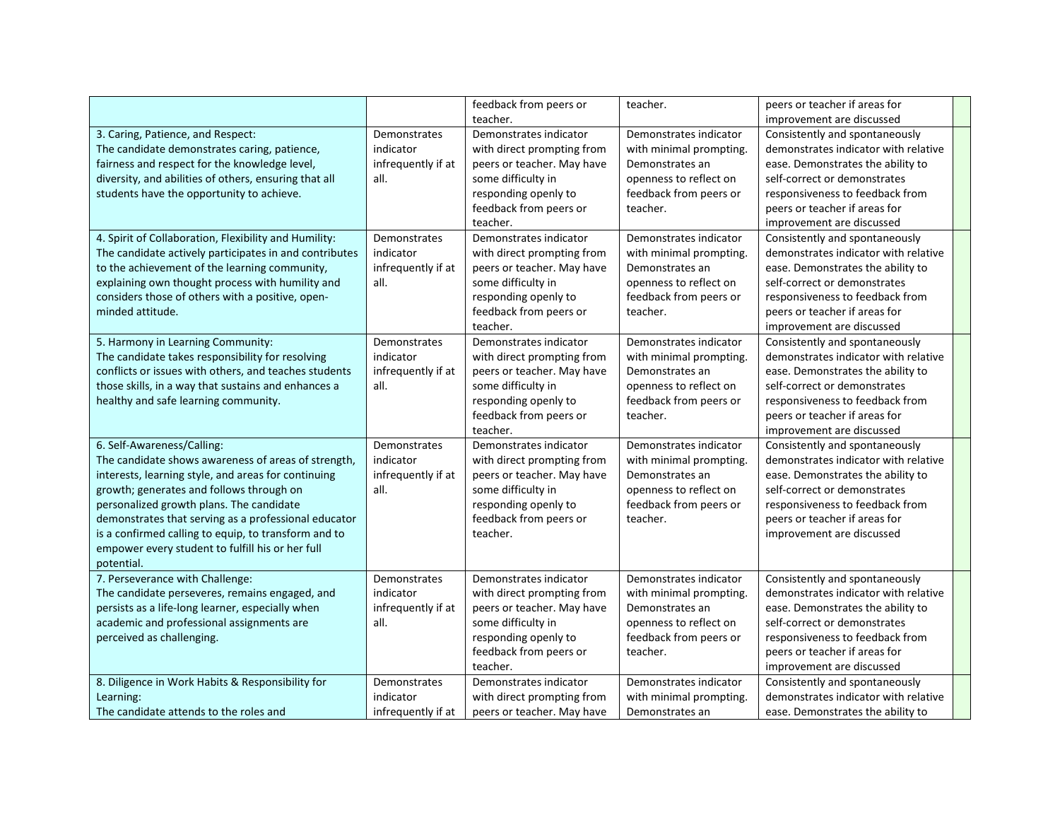| | | | | | |
|---|---|---|---|---|---|
| | | feedback from peers or teacher. | teacher. | peers or teacher if areas for improvement are discussed | |
| 3. Caring, Patience, and Respect: The candidate demonstrates caring, patience, fairness and respect for the knowledge level, diversity, and abilities of others, ensuring that all students have the opportunity to achieve. | Demonstrates indicator infrequently if at all. | Demonstrates indicator with direct prompting from peers or teacher. May have some difficulty in responding openly to feedback from peers or teacher. | Demonstrates indicator with minimal prompting. Demonstrates an openness to reflect on feedback from peers or teacher. | Consistently and spontaneously demonstrates indicator with relative ease. Demonstrates the ability to self-correct or demonstrates responsiveness to feedback from peers or teacher if areas for improvement are discussed | |
| 4. Spirit of Collaboration, Flexibility and Humility: The candidate actively participates in and contributes to the achievement of the learning community, explaining own thought process with humility and considers those of others with a positive, open-minded attitude. | Demonstrates indicator infrequently if at all. | Demonstrates indicator with direct prompting from peers or teacher. May have some difficulty in responding openly to feedback from peers or teacher. | Demonstrates indicator with minimal prompting. Demonstrates an openness to reflect on feedback from peers or teacher. | Consistently and spontaneously demonstrates indicator with relative ease. Demonstrates the ability to self-correct or demonstrates responsiveness to feedback from peers or teacher if areas for improvement are discussed | |
| 5. Harmony in Learning Community: The candidate takes responsibility for resolving conflicts or issues with others, and teaches students those skills, in a way that sustains and enhances a healthy and safe learning community. | Demonstrates indicator infrequently if at all. | Demonstrates indicator with direct prompting from peers or teacher. May have some difficulty in responding openly to feedback from peers or teacher. | Demonstrates indicator with minimal prompting. Demonstrates an openness to reflect on feedback from peers or teacher. | Consistently and spontaneously demonstrates indicator with relative ease. Demonstrates the ability to self-correct or demonstrates responsiveness to feedback from peers or teacher if areas for improvement are discussed | |
| 6. Self-Awareness/Calling: The candidate shows awareness of areas of strength, interests, learning style, and areas for continuing growth; generates and follows through on personalized growth plans. The candidate demonstrates that serving as a professional educator is a confirmed calling to equip, to transform and to empower every student to fulfill his or her full potential. | Demonstrates indicator infrequently if at all. | Demonstrates indicator with direct prompting from peers or teacher. May have some difficulty in responding openly to feedback from peers or teacher. | Demonstrates indicator with minimal prompting. Demonstrates an openness to reflect on feedback from peers or teacher. | Consistently and spontaneously demonstrates indicator with relative ease. Demonstrates the ability to self-correct or demonstrates responsiveness to feedback from peers or teacher if areas for improvement are discussed | |
| 7. Perseverance with Challenge: The candidate perseveres, remains engaged, and persists as a life-long learner, especially when academic and professional assignments are perceived as challenging. | Demonstrates indicator infrequently if at all. | Demonstrates indicator with direct prompting from peers or teacher. May have some difficulty in responding openly to feedback from peers or teacher. | Demonstrates indicator with minimal prompting. Demonstrates an openness to reflect on feedback from peers or teacher. | Consistently and spontaneously demonstrates indicator with relative ease. Demonstrates the ability to self-correct or demonstrates responsiveness to feedback from peers or teacher if areas for improvement are discussed | |
| 8. Diligence in Work Habits & Responsibility for Learning: The candidate attends to the roles and | Demonstrates indicator infrequently if at | Demonstrates indicator with direct prompting from peers or teacher. May have | Demonstrates indicator with minimal prompting. Demonstrates an | Consistently and spontaneously demonstrates indicator with relative ease. Demonstrates the ability to | |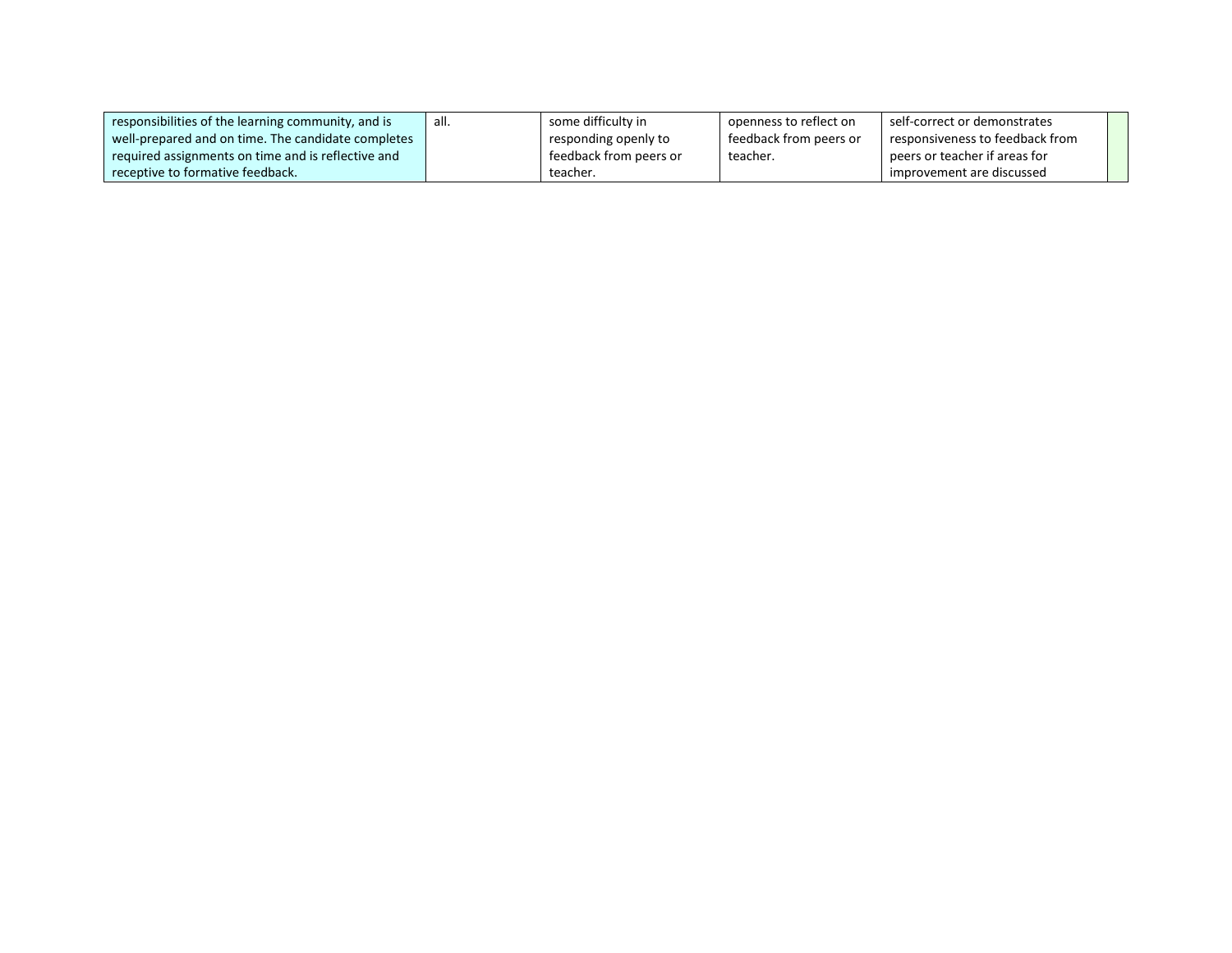| | | | | | |
|---|---|---|---|---|---|
| responsibilities of the learning community, and is well-prepared and on time. The candidate completes required assignments on time and is reflective and receptive to formative feedback. | all. | some difficulty in responding openly to feedback from peers or teacher. | openness to reflect on feedback from peers or teacher. | self-correct or demonstrates responsiveness to feedback from peers or teacher if areas for improvement are discussed | |